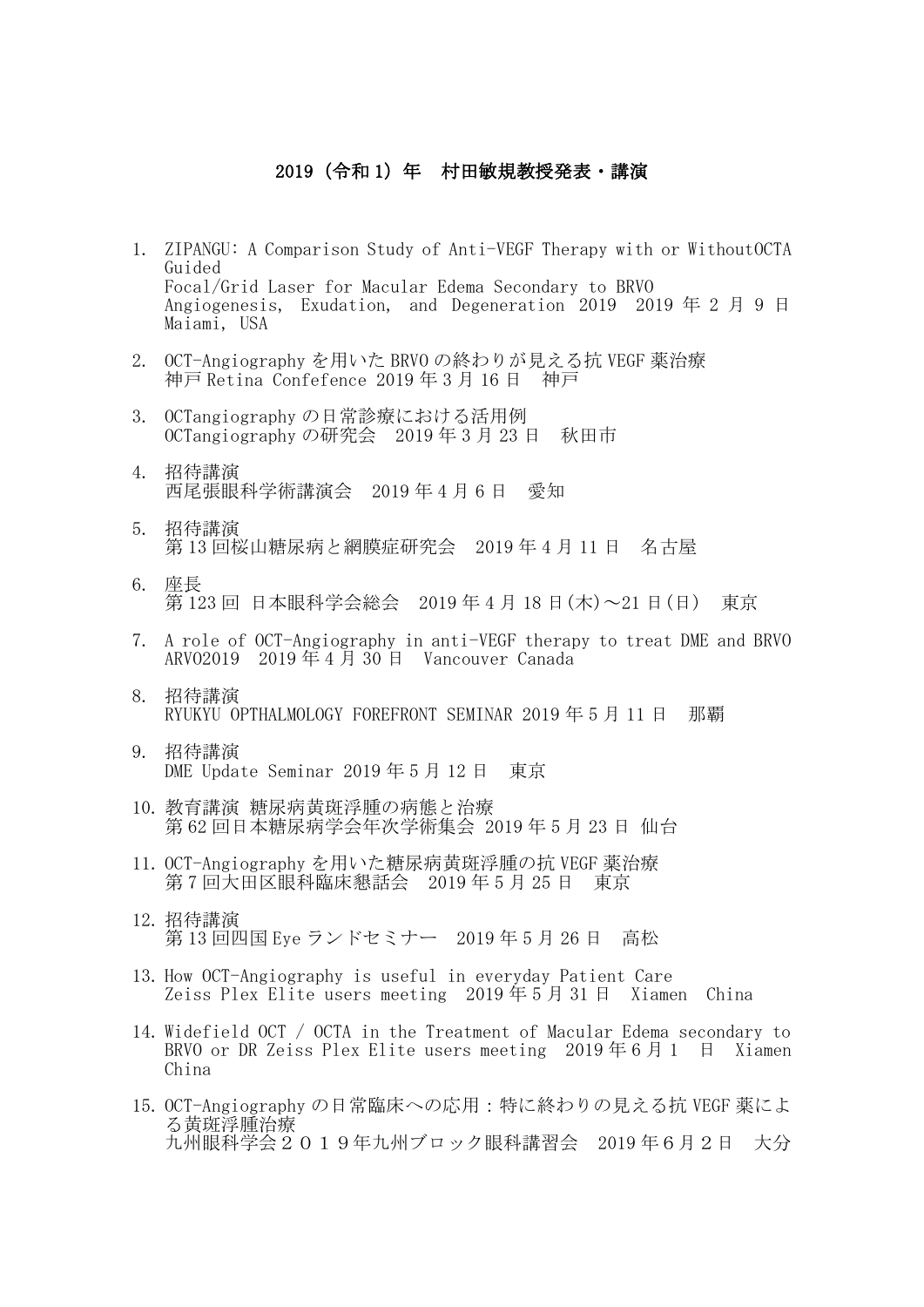## 2019（令和 1）年　村田敏規教授発表・講演

1. ZIPANGU: A Comparison Study of Anti-VEGF Therapy with or WithoutOCTA Guided
   Focal/Grid Laser for Macular Edema Secondary to BRVO
   Angiogenesis, Exudation, and Degeneration 2019 2019 年 2 月 9 日 Maiami, USA

2. OCT-Angiography を用いた BRVO の終わりが見える抗 VEGF 薬治療
   神戸 Retina Confefence 2019 年 3 月 16 日　神戸

3. OCTangiography の日常診療における活用例
   OCTangiography の研究会　2019 年 3 月 23 日　秋田市

4. 招待講演
   西尾張眼科学術講演会　2019 年 4 月 6 日　愛知

5. 招待講演
   第 13 回桜山糖尿病と網膜症研究会　2019 年 4 月 11 日　名古屋

6. 座長
   第 123 回 日本眼科学会総会　2019 年 4 月 18 日(木)～21 日(日)　東京

7. A role of OCT-Angiography in anti-VEGF therapy to treat DME and BRVO
   ARVO2019　2019 年 4 月 30 日　Vancouver Canada

8. 招待講演
   RYUKYU OPTHALMOLOGY FOREFRONT SEMINAR 2019 年 5 月 11 日　那覇

9. 招待講演
   DME Update Seminar 2019 年 5 月 12 日　東京

10. 教育講演 糖尿病黄斑浮腫の病態と治療
    第 62 回日本糖尿病学会年次学術集会 2019 年 5 月 23 日 仙台

11. OCT-Angiography を用いた糖尿病黄斑浮腫の抗 VEGF 薬治療
    第 7 回大田区眼科臨床懇話会　2019 年 5 月 25 日　東京

12. 招待講演
    第 13 回四国 Eye ランドセミナー　2019 年 5 月 26 日　高松

13. How OCT-Angiography is useful in everyday Patient Care
    Zeiss Plex Elite users meeting　2019 年 5 月 31 日　Xiamen　China

14. Widefield OCT / OCTA in the Treatment of Macular Edema secondary to BRVO or DR Zeiss Plex Elite users meeting　2019 年 6 月 1　日　Xiamen China

15. OCT-Angiography の日常臨床への応用：特に終わりの見える抗 VEGF 薬による黄斑浮腫治療
    九州眼科学会２０１９年九州ブロック眼科講習会　2019 年６月２日　大分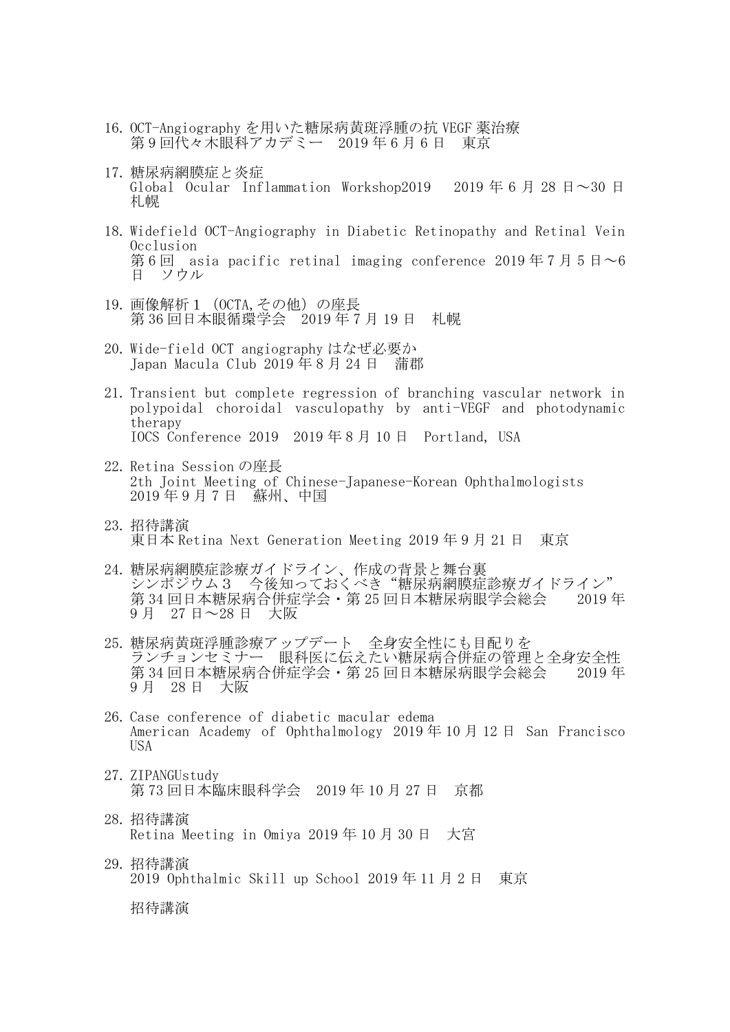16. OCT-Angiography を用いた糖尿病黄斑浮腫の抗 VEGF 薬治療
    第 9 回代々木眼科アカデミー　2019 年 6 月 6 日　東京

17. 糖尿病網膜症と炎症
    Global Ocular Inflammation Workshop2019　2019 年 6 月 28 日〜30 日　札幌

18. Widefield OCT-Angiography in Diabetic Retinopathy and Retinal Vein Occlusion
    第 6 回　asia pacific retinal imaging conference 2019 年 7 月 5 日〜6 日　ソウル

19. 画像解析１（OCTA,その他）の座長
    第 36 回日本眼循環学会　2019 年 7 月 19 日　札幌

20. Wide-field OCT angiography はなぜ必要か
    Japan Macula Club 2019 年 8 月 24 日　蒲郡

21. Transient but complete regression of branching vascular network in polypoidal choroidal vasculopathy by anti-VEGF and photodynamic therapy
    IOCS Conference 2019　2019 年 8 月 10 日　Portland, USA

22. Retina Session の座長
    2th Joint Meeting of Chinese-Japanese-Korean Ophthalmologists
    2019 年 9 月 7 日　蘇州、中国

23. 招待講演
    東日本 Retina Next Generation Meeting 2019 年 9 月 21 日　東京

24. 糖尿病網膜症診療ガイドライン、作成の背景と舞台裏
    シンポジウム３　今後知っておくべき“糖尿病網膜症診療ガイドライン”
    第 34 回日本糖尿病合併症学会・第 25 回日本糖尿病眼学会総会　　2019 年 9 月　27 日〜28 日　大阪

25. 糖尿病黄斑浮腫診療アップデート　全身安全性にも目配りを
    ランチョンセミナー　眼科医に伝えたい糖尿病合併症の管理と全身安全性
    第 34 回日本糖尿病合併症学会・第 25 回日本糖尿病眼学会総会　　2019 年 9 月　28 日　大阪

26. Case conference of diabetic macular edema
    American Academy of Ophthalmology 2019 年 10 月 12 日 San Francisco USA

27. ZIPANGUstudy
    第 73 回日本臨床眼科学会　2019 年 10 月 27 日　京都

28. 招待講演
    Retina Meeting in Omiya 2019 年 10 月 30 日　大宮

29. 招待講演
    2019 Ophthalmic Skill up School 2019 年 11 月 2 日　東京

    招待講演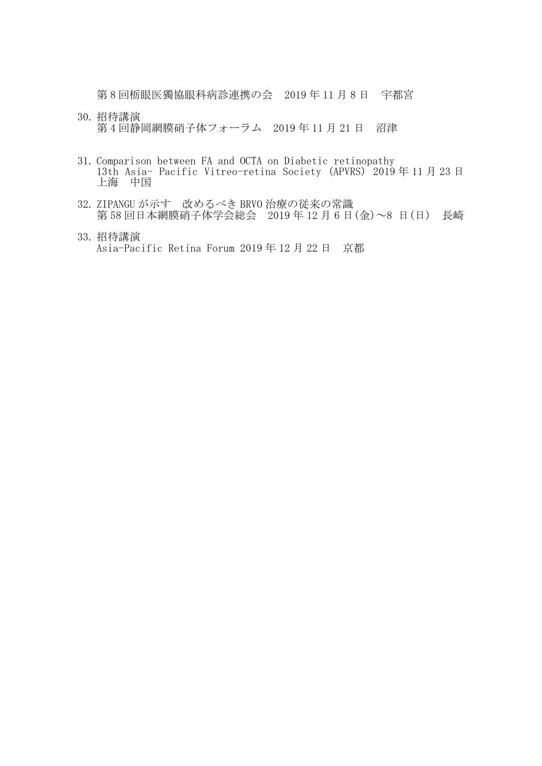第 8 回栃眼医獨協眼科病診連携の会　2019 年 11 月 8 日　宇都宮

30. 招待講演
    第 4 回静岡網膜硝子体フォーラム　2019 年 11 月 21 日　沼津

31. Comparison between FA and OCTA on Diabetic retinopathy
    13th Asia- Pacific Vitreo-retina Society (APVRS) 2019 年 11 月 23 日
    上海　中国

32. ZIPANGU が示す　改めるべき BRVO 治療の従来の常識
    第 58 回日本網膜硝子体学会総会　2019 年 12 月 6 日(金)～8 日(日)　長崎

33. 招待講演
    Asia-Pacific Retina Forum 2019 年 12 月 22 日　京都